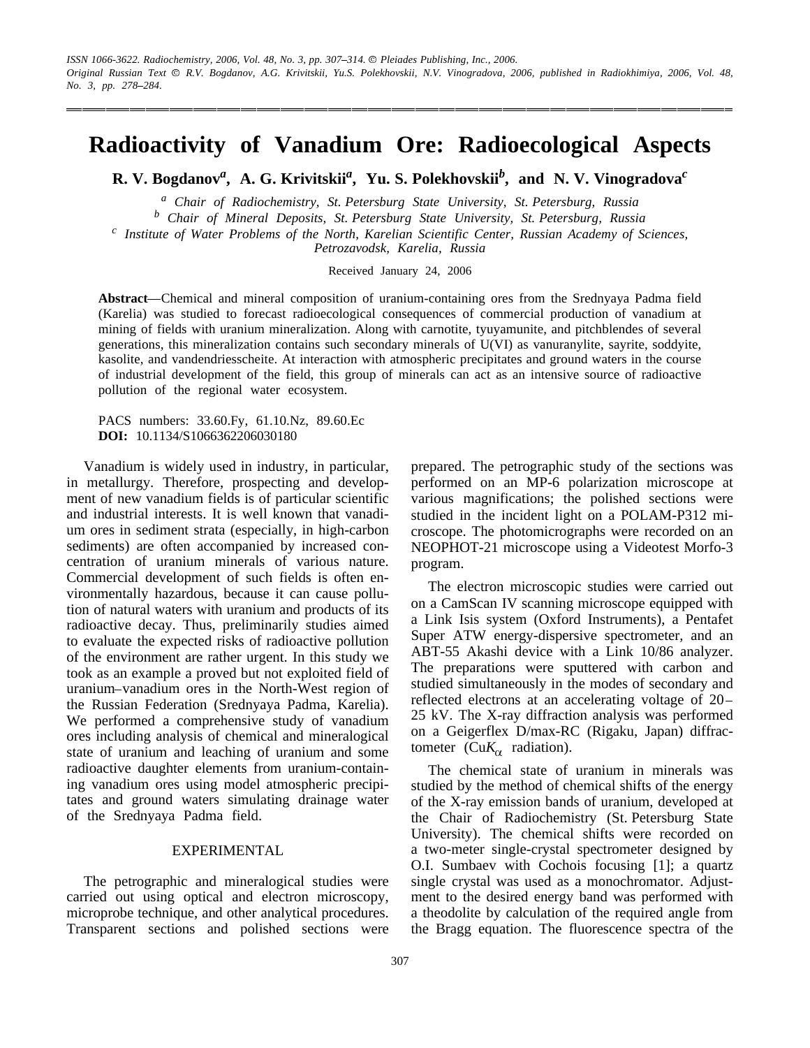# Radioactivity of Vanadium Ore: Radioecological Aspects

**R. V. Bogdanov[a], A. G. Krivitskii[a], Yu. S. Polekhovskii[b], and N. V. Vinogradova[c]**

[a] *Chair of Radiochemistry, St. Petersburg State University, St. Petersburg, Russia*

[b] *Chair of Mineral Deposits, St. Petersburg State University, St. Petersburg, Russia*

[c] *Institute of Water Problems of the North, Karelian Scientific Center, Russian Academy of Sciences, Petrozavodsk, Karelia, Russia*

Received January 24, 2006

**Abstract**—Chemical and mineral composition of uranium-containing ores from the Srednyaya Padma field (Karelia) was studied to forecast radioecological consequences of commercial production of vanadium at mining of fields with uranium mineralization. Along with carnotite, tyuyamunite, and pitchblendes of several generations, this mineralization contains such secondary minerals of U(VI) as vanuranylite, sayrite, soddyite, kasolite, and vandendriesscheite. At interaction with atmospheric precipitates and ground waters in the course of industrial development of the field, this group of minerals can act as an intensive source of radioactive pollution of the regional water ecosystem.

PACS numbers: 33.60.Fy, 61.10.Nz, 89.60.Ec
**DOI:** 10.1134/S1066362206030180

Vanadium is widely used in industry, in particular, in metallurgy. Therefore, prospecting and development of new vanadium fields is of particular scientific and industrial interests. It is well known that vanadium ores in sediment strata (especially, in high-carbon sediments) are often accompanied by increased concentration of uranium minerals of various nature. Commercial development of such fields is often environmentally hazardous, because it can cause pollution of natural waters with uranium and products of its radioactive decay. Thus, preliminarily studies aimed to evaluate the expected risks of radioactive pollution of the environment are rather urgent. In this study we took as an example a proved but not exploited field of uranium–vanadium ores in the North-West region of the Russian Federation (Srednyaya Padma, Karelia). We performed a comprehensive study of vanadium ores including analysis of chemical and mineralogical state of uranium and leaching of uranium and some radioactive daughter elements from uranium-containing vanadium ores using model atmospheric precipitates and ground waters simulating drainage water of the Srednyaya Padma field.

## EXPERIMENTAL

The petrographic and mineralogical studies were carried out using optical and electron microscopy, microprobe technique, and other analytical procedures. Transparent sections and polished sections were prepared. The petrographic study of the sections was performed on an MP-6 polarization microscope at various magnifications; the polished sections were studied in the incident light on a POLAM-P312 microscope. The photomicrographs were recorded on an NEOPHOT-21 microscope using a Videotest Morfo-3 program.

The electron microscopic studies were carried out on a CamScan IV scanning microscope equipped with a Link Isis system (Oxford Instruments), a Pentafet Super ATW energy-dispersive spectrometer, and an ABT-55 Akashi device with a Link 10/86 analyzer. The preparations were sputtered with carbon and studied simultaneously in the modes of secondary and reflected electrons at an accelerating voltage of 20–25 kV. The X-ray diffraction analysis was performed on a Geigerflex D/max-RC (Rigaku, Japan) diffractometer ($CuK_{\alpha}$ radiation).

The chemical state of uranium in minerals was studied by the method of chemical shifts of the energy of the X-ray emission bands of uranium, developed at the Chair of Radiochemistry (St. Petersburg State University). The chemical shifts were recorded on a two-meter single-crystal spectrometer designed by O.I. Sumbaev with Cochois focusing [1]; a quartz single crystal was used as a monochromator. Adjustment to the desired energy band was performed with a theodolite by calculation of the required angle from the Bragg equation. The fluorescence spectra of the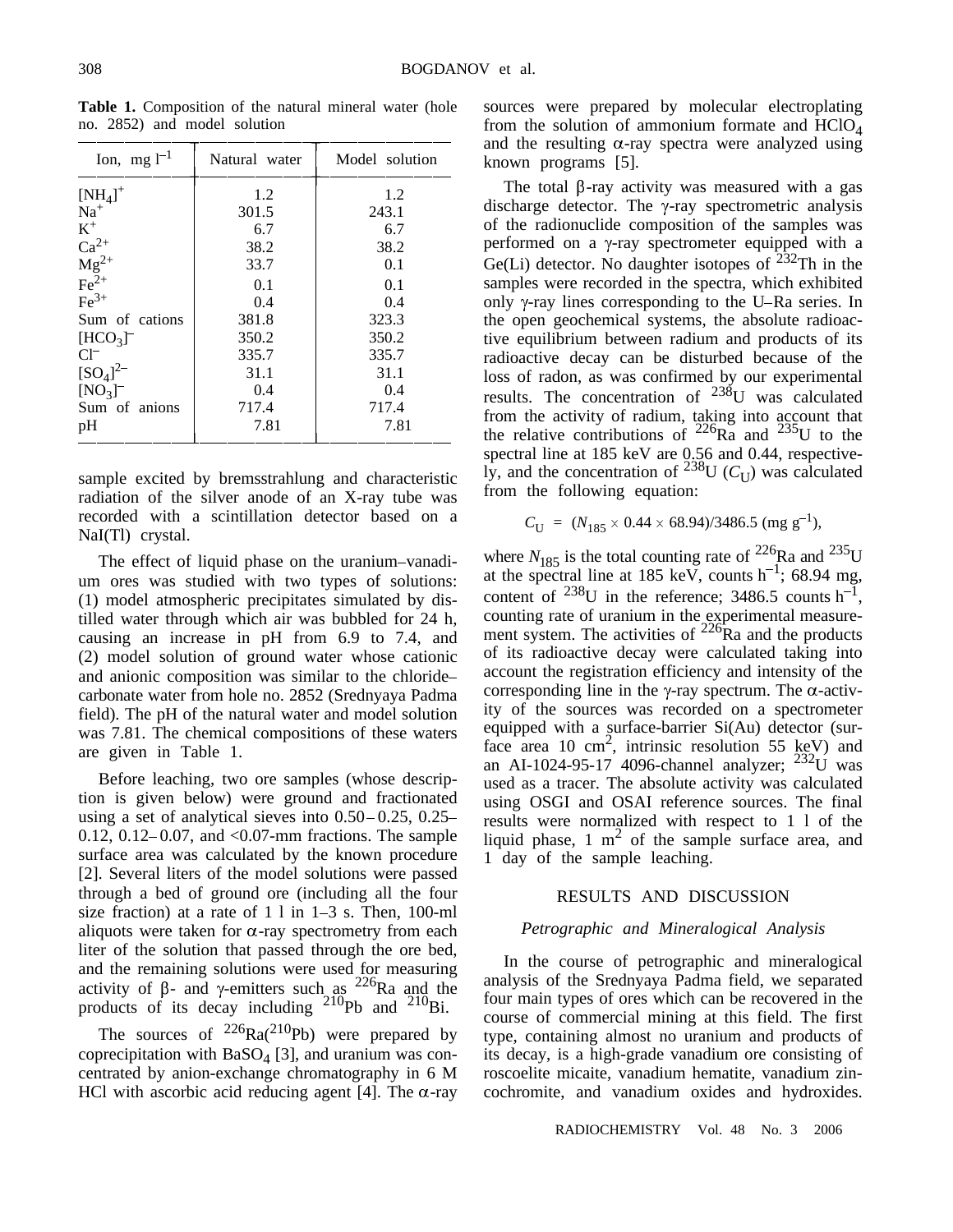**Table 1.** Composition of the natural mineral water (hole no. 2852) and model solution

| Ion, mg $l^{-1}$ | Natural water | Model solution |
|---|---|---|
| $[NH_4]^+$ | 1.2 | 1.2 |
| $Na^+$ | 301.5 | 243.1 |
| $K^+$ | 6.7 | 6.7 |
| $Ca^{2+}$ | 38.2 | 38.2 |
| $Mg^{2+}$ | 33.7 | 0.1 |
| $Fe^{2+}$ | 0.1 | 0.1 |
| $Fe^{3+}$ | 0.4 | 0.4 |
| Sum of cations | 381.8 | 323.3 |
| $[HCO_3]^-$ | 350.2 | 350.2 |
| $Cl^-$ | 335.7 | 335.7 |
| $[SO_4]^{2-}$ | 31.1 | 31.1 |
| $[NO_3]^-$ | 0.4 | 0.4 |
| Sum of anions | 717.4 | 717.4 |
| pH | 7.81 | 7.81 |

sample excited by bremsstrahlung and characteristic radiation of the silver anode of an X-ray tube was recorded with a scintillation detector based on a NaI(Tl) crystal.

The effect of liquid phase on the uranium–vanadium ores was studied with two types of solutions: (1) model atmospheric precipitates simulated by distilled water through which air was bubbled for 24 h, causing an increase in pH from 6.9 to 7.4, and (2) model solution of ground water whose cationic and anionic composition was similar to the chloride–carbonate water from hole no. 2852 (Srednyaya Padma field). The pH of the natural water and model solution was 7.81. The chemical compositions of these waters are given in Table 1.

Before leaching, two ore samples (whose description is given below) were ground and fractionated using a set of analytical sieves into 0.50–0.25, 0.25–0.12, 0.12–0.07, and <0.07-mm fractions. The sample surface area was calculated by the known procedure [2]. Several liters of the model solutions were passed through a bed of ground ore (including all the four size fraction) at a rate of 1 l in 1–3 s. Then, 100-ml aliquots were taken for α-ray spectrometry from each liter of the solution that passed through the ore bed, and the remaining solutions were used for measuring activity of β- and γ-emitters such as $^{226}Ra$ and the products of its decay including $^{210}Pb$ and $^{210}Bi$.

The sources of $^{226}Ra(^{210}Pb)$ were prepared by coprecipitation with $BaSO_4$ [3], and uranium was concentrated by anion-exchange chromatography in 6 M HCl with ascorbic acid reducing agent [4]. The α-ray sources were prepared by molecular electroplating from the solution of ammonium formate and $HClO_4$ and the resulting α-ray spectra were analyzed using known programs [5].

The total β-ray activity was measured with a gas discharge detector. The γ-ray spectrometric analysis of the radionuclide composition of the samples was performed on a γ-ray spectrometer equipped with a Ge(Li) detector. No daughter isotopes of $^{232}Th$ in the samples were recorded in the spectra, which exhibited only γ-ray lines corresponding to the U–Ra series. In the open geochemical systems, the absolute radioactive equilibrium between radium and products of its radioactive decay can be disturbed because of the loss of radon, as was confirmed by our experimental results. The concentration of $^{238}U$ was calculated from the activity of radium, taking into account that the relative contributions of $^{226}Ra$ and $^{235}U$ to the spectral line at 185 keV are 0.56 and 0.44, respectively, and the concentration of $^{238}U$ ($C_U$) was calculated from the following equation:

$$C_U = (N_{185} \times 0.44 \times 68.94)/3486.5 \text{ (mg g}^{-1}\text{)},$$

where $N_{185}$ is the total counting rate of $^{226}Ra$ and $^{235}U$ at the spectral line at 185 keV, counts $h^{-1}$; 68.94 mg, content of $^{238}U$ in the reference; 3486.5 counts $h^{-1}$, counting rate of uranium in the experimental measurement system. The activities of $^{226}Ra$ and the products of its radioactive decay were calculated taking into account the registration efficiency and intensity of the corresponding line in the γ-ray spectrum. The α-activity of the sources was recorded on a spectrometer equipped with a surface-barrier Si(Au) detector (surface area 10 $cm^2$, intrinsic resolution 55 keV) and an AI-1024-95-17 4096-channel analyzer; $^{232}U$ was used as a tracer. The absolute activity was calculated using OSGI and OSAI reference sources. The final results were normalized with respect to 1 l of the liquid phase, 1 $m^2$ of the sample surface area, and 1 day of the sample leaching.

## RESULTS AND DISCUSSION

### *Petrographic and Mineralogical Analysis*

In the course of petrographic and mineralogical analysis of the Srednyaya Padma field, we separated four main types of ores which can be recovered in the course of commercial mining at this field. The first type, containing almost no uranium and products of its decay, is a high-grade vanadium ore consisting of roscoelite micaite, vanadium hematite, vanadium zincochromite, and vanadium oxides and hydroxides.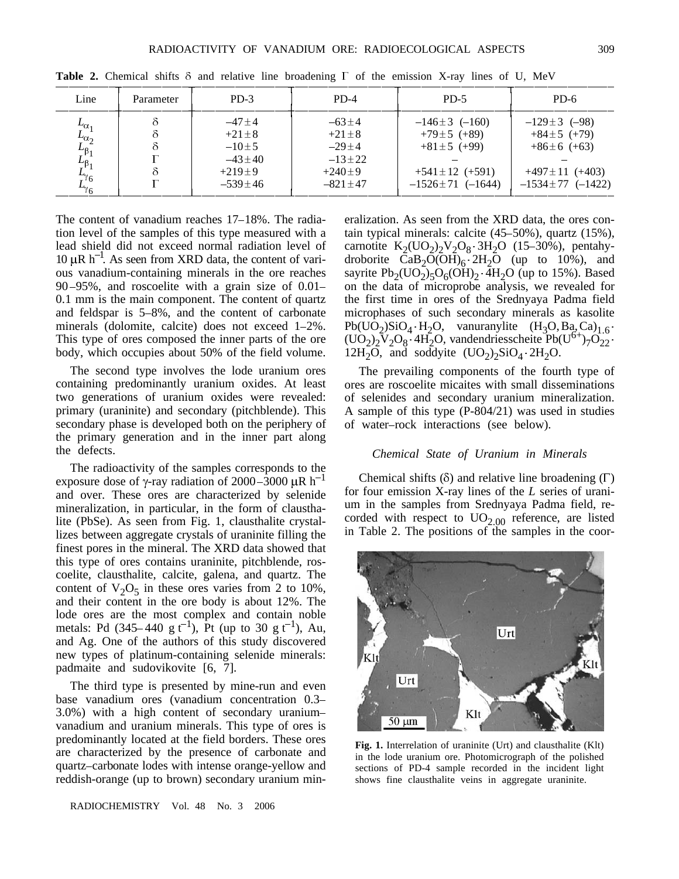**Table 2.** Chemical shifts δ and relative line broadening Γ of the emission X-ray lines of U, MeV

| Line | Parameter | PD-3 | PD-4 | PD-5 | PD-6 |
|---|---|---|---|---|---|
| $L_{\alpha_1}$ | δ | –47 ± 4 | –63 ± 4 | –146 ± 3 (–160) | –129 ± 3 (–98) |
| $L_{\alpha_2}$ | δ | +21 ± 8 | +21 ± 8 | +79 ± 5 (+89) | +84 ± 5 (+79) |
| $L_{\beta_1}$ | δ | –10 ± 5 | –29 ± 4 | +81 ± 5 (+99) | +86 ± 6 (+63) |
| $L_{\beta_1}$ | Γ | –43 ± 40 | –13 ± 22 | – | – |
| $L_{\gamma_6}$ | δ | +219 ± 9 | +240 ± 9 | +541 ± 12 (+591) | +497 ± 11 (+403) |
| $L_{\gamma_6}$ | Γ | –539 ± 46 | –821 ± 47 | –1526 ± 71 (–1644) | –1534 ± 77 (–1422) |

The content of vanadium reaches 17–18%. The radiation level of the samples of this type measured with a lead shield did not exceed normal radiation level of 10 μR $h^{-1}$. As seen from XRD data, the content of various vanadium-containing minerals in the ore reaches 90–95%, and roscoelite with a grain size of 0.01–0.1 mm is the main component. The content of quartz and feldspar is 5–8%, and the content of carbonate minerals (dolomite, calcite) does not exceed 1–2%. This type of ores composed the inner parts of the ore body, which occupies about 50% of the field volume.

The second type involves the lode uranium ores containing predominantly uranium oxides. At least two generations of uranium oxides were revealed: primary (uraninite) and secondary (pitchblende). This secondary phase is developed both on the periphery of the primary generation and in the inner part along the defects.

The radioactivity of the samples corresponds to the exposure dose of γ-ray radiation of 2000–3000 μR $h^{-1}$ and over. These ores are characterized by selenide mineralization, in particular, in the form of clausthalite (PbSe). As seen from Fig. 1, clausthalite crystallizes between aggregate crystals of uraninite filling the finest pores in the mineral. The XRD data showed that this type of ores contains uraninite, pitchblende, roscoelite, clausthalite, calcite, galena, and quartz. The content of $V_2O_5$ in these ores varies from 2 to 10%, and their content in the ore body is about 12%. The lode ores are the most complex and contain noble metals: Pd (345–440 g $t^{-1}$), Pt (up to 30 g $t^{-1}$), Au, and Ag. One of the authors of this study discovered new types of platinum-containing selenide minerals: padmaite and sudovikovite [6, 7].

The third type is presented by mine-run and even base vanadium ores (vanadium concentration 0.3–3.0%) with a high content of secondary uranium–vanadium and uranium minerals. This type of ores is predominantly located at the field borders. These ores are characterized by the presence of carbonate and quartz–carbonate lodes with intense orange-yellow and reddish-orange (up to brown) secondary uranium mineralization. As seen from the XRD data, the ores contain typical minerals: calcite (45–50%), quartz (15%), carnotite $K_2(UO_2)_2V_2O_8 \cdot 3H_2O$ (15–30%), pentahydroborite $CaB_2O(OH)_6 \cdot 2H_2O$ (up to 10%), and sayrite $Pb_2(UO_2)_5O_6(OH)_2 \cdot 4H_2O$ (up to 15%). Based on the data of microprobe analysis, we revealed for the first time in ores of the Srednyaya Padma field microphases of such secondary minerals as kasolite $Pb(UO_2)SiO_4 \cdot H_2O$, vanuranylite $(H_3O, Ba, Ca)_{1.6} \cdot (UO_2)_2V_2O_8 \cdot 4H_2O$, vandendriesscheite $Pb(U^{6+})_7O_{22} \cdot 12H_2O$, and soddyite $(UO_2)_2SiO_4 \cdot 2H_2O$.

The prevailing components of the fourth type of ores are roscoelite micaites with small disseminations of selenides and secondary uranium mineralization. A sample of this type (P-804/21) was used in studies of water–rock interactions (see below).

### *Chemical State of Uranium in Minerals*

Chemical shifts (δ) and relative line broadening (Γ) for four emission X-ray lines of the *L* series of uranium in the samples from Srednyaya Padma field, recorded with respect to $UO_{2.00}$ reference, are listed in Table 2. The positions of the samples in the coor-

**Fig. 1.** Interrelation of uraninite (Urt) and clausthalite (Klt) in the lode uranium ore. Photomicrograph of the polished sections of PD-4 sample recorded in the incident light shows fine clausthalite veins in aggregate uraninite.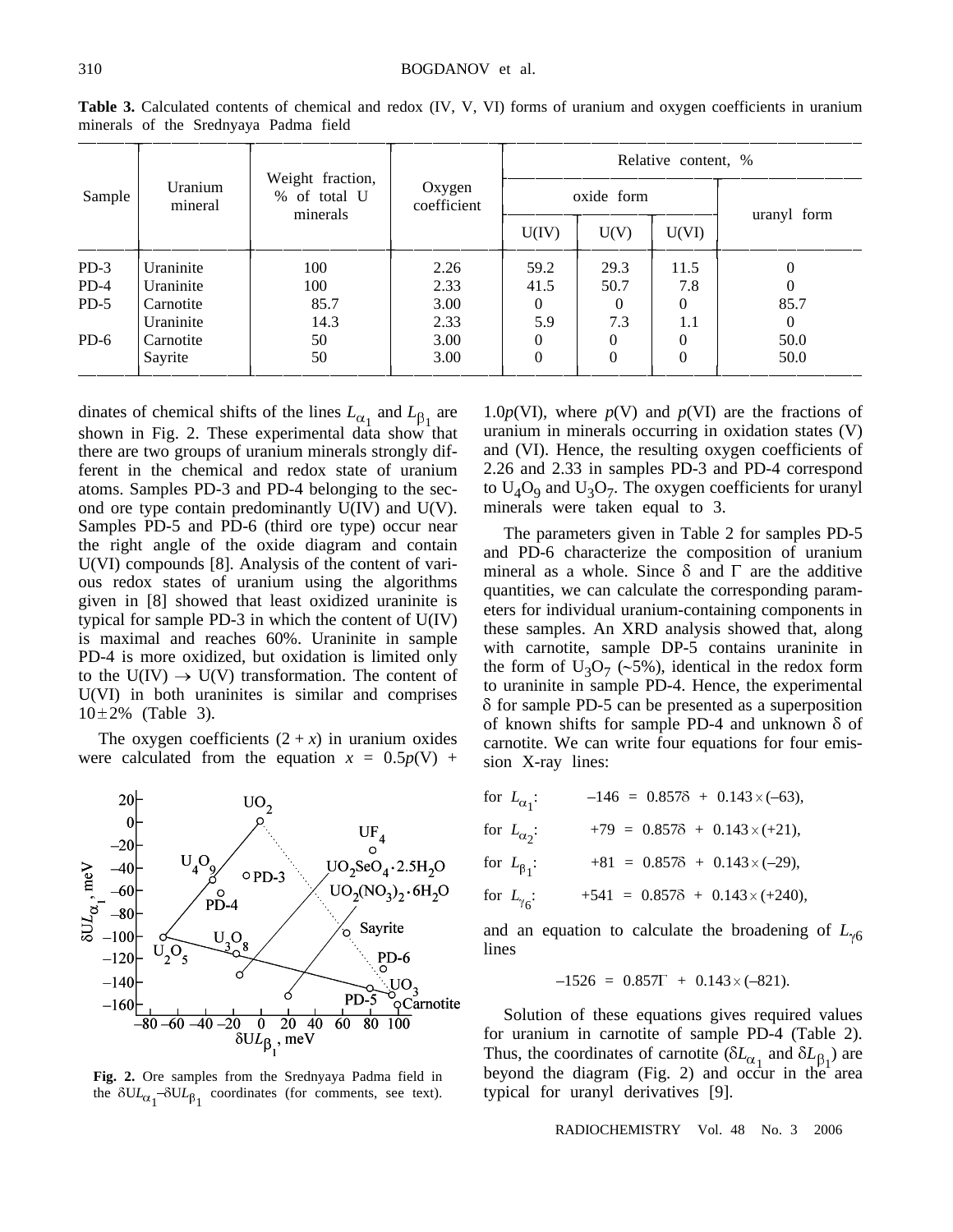**Table 3.** Calculated contents of chemical and redox (IV, V, VI) forms of uranium and oxygen coefficients in uranium minerals of the Srednyaya Padma field

| Sample | Uranium mineral | Weight fraction, % of total U minerals | Oxygen coefficient | Relative content, % | | | |
|---|---|---|---|---|---|---|---|
| | | | | oxide form | | | uranyl form |
| | | | | U(IV) | U(V) | U(VI) | |
| PD-3 | Uraninite | 100 | 2.26 | 59.2 | 29.3 | 11.5 | 0 |
| PD-4 | Uraninite | 100 | 2.33 | 41.5 | 50.7 | 7.8 | 0 |
| PD-5 | Carnotite | 85.7 | 3.00 | 0 | 0 | 0 | 85.7 |
| | Uraninite | 14.3 | 2.33 | 5.9 | 7.3 | 1.1 | 0 |
| PD-6 | Carnotite | 50 | 3.00 | 0 | 0 | 0 | 50.0 |
| | Sayrite | 50 | 3.00 | 0 | 0 | 0 | 50.0 |

dinates of chemical shifts of the lines $L_{\alpha_1}$ and $L_{\beta_1}$ are shown in Fig. 2. These experimental data show that there are two groups of uranium minerals strongly different in the chemical and redox state of uranium atoms. Samples PD-3 and PD-4 belonging to the second ore type contain predominantly U(IV) and U(V). Samples PD-5 and PD-6 (third ore type) occur near the right angle of the oxide diagram and contain U(VI) compounds [8]. Analysis of the content of various redox states of uranium using the algorithms given in [8] showed that least oxidized uraninite is typical for sample PD-3 in which the content of U(IV) is maximal and reaches 60%. Uraninite in sample PD-4 is more oxidized, but oxidation is limited only to the U(IV) $\rightarrow$ U(V) transformation. The content of U(VI) in both uraninites is similar and comprises $10 \pm 2\%$ (Table 3).

The oxygen coefficients $(2 + x)$ in uranium oxides were calculated from the equation $x = 0.5p(\mathrm{V}) + 1.0p(\mathrm{VI})$, where $p$(V) and $p$(VI) are the fractions of uranium in minerals occurring in oxidation states (V) and (VI). Hence, the resulting oxygen coefficients of 2.26 and 2.33 in samples PD-3 and PD-4 correspond to $U_4O_9$ and $U_3O_7$. The oxygen coefficients for uranyl minerals were taken equal to 3.

**Fig. 2.** Ore samples from the Srednyaya Padma field in the $\delta UL_{\alpha_1}$–$\delta UL_{\beta_1}$ coordinates (for comments, see text).

The parameters given in Table 2 for samples PD-5 and PD-6 characterize the composition of uranium mineral as a whole. Since $\delta$ and $\Gamma$ are the additive quantities, we can calculate the corresponding parameters for individual uranium-containing components in these samples. An XRD analysis showed that, along with carnotite, sample DP-5 contains uraninite in the form of $U_3O_7$ (~5%), identical in the redox form to uraninite in sample PD-4. Hence, the experimental $\delta$ for sample PD-5 can be presented as a superposition of known shifts for sample PD-4 and unknown $\delta$ of carnotite. We can write four equations for four emission X-ray lines:

for $L_{\alpha_1}$: $\quad -146 = 0.857\delta + 0.143 \times (-63)$,

for $L_{\alpha_2}$: $\quad +79 = 0.857\delta + 0.143 \times (+21)$,

for $L_{\beta_1}$: $\quad +81 = 0.857\delta + 0.143 \times (-29)$,

for $L_{\gamma_6}$: $\quad +541 = 0.857\delta + 0.143 \times (+240)$,

and an equation to calculate the broadening of $L_{\gamma 6}$ lines

$$-1526 = 0.857\Gamma + 0.143 \times (-821).$$

Solution of these equations gives required values for uranium in carnotite of sample PD-4 (Table 2). Thus, the coordinates of carnotite ($\delta L_{\alpha_1}$ and $\delta L_{\beta_1}$) are beyond the diagram (Fig. 2) and occur in the area typical for uranyl derivatives [9].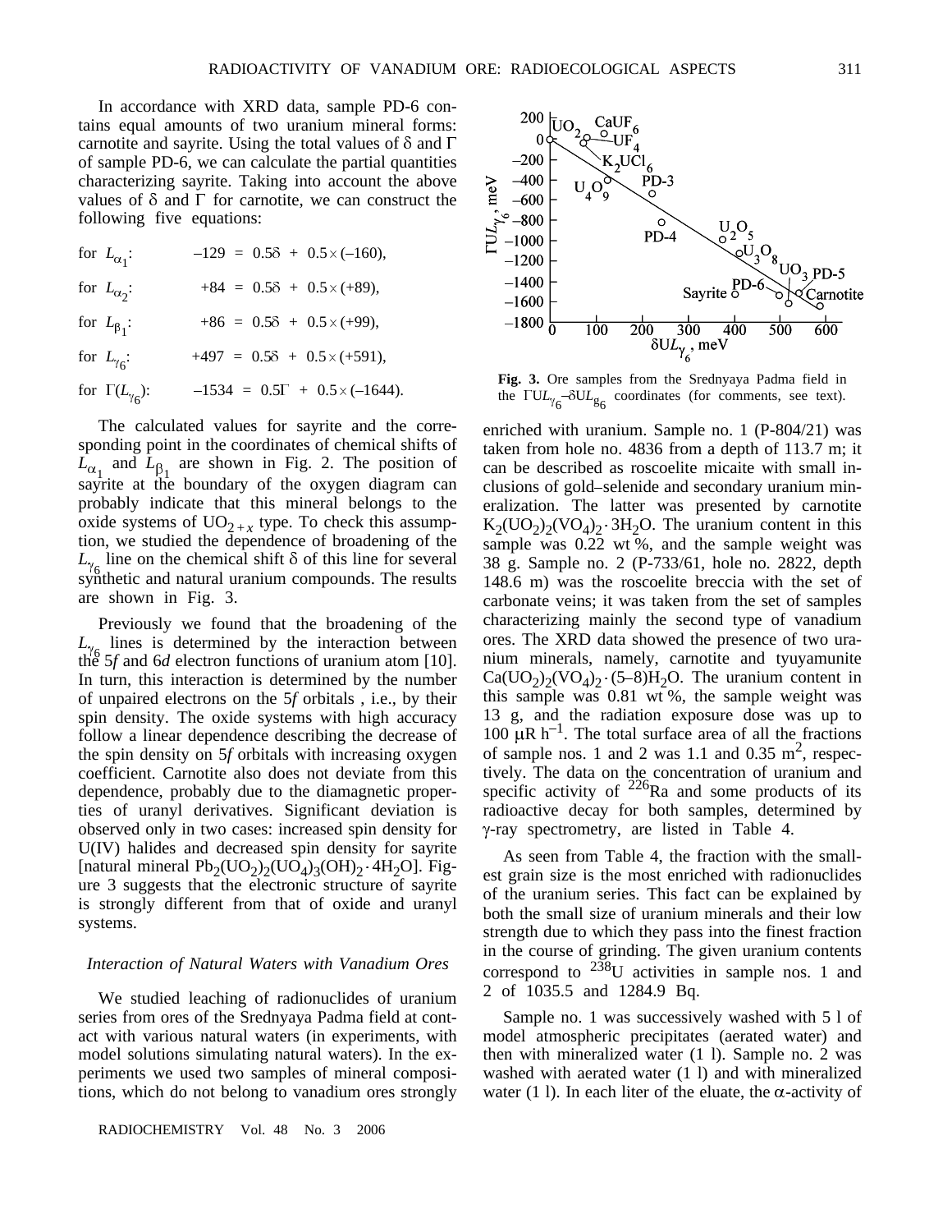In accordance with XRD data, sample PD-6 contains equal amounts of two uranium mineral forms: carnotite and sayrite. Using the total values of δ and Γ of sample PD-6, we can calculate the partial quantities characterizing sayrite. Taking into account the above values of δ and Γ for carnotite, we can construct the following five equations:

for $L_{\alpha_1}$: $-129 = 0.5\delta + 0.5 \times (-160)$,

for $L_{\alpha_2}$: $+84 = 0.5\delta + 0.5 \times (+89)$,

for $L_{\beta_1}$: $+86 = 0.5\delta + 0.5 \times (+99)$,

for $L_{\gamma_6}$: $+497 = 0.5\delta + 0.5 \times (+591)$,

for $\Gamma(L_{\gamma_6})$: $-1534 = 0.5\Gamma + 0.5 \times (-1644)$.

The calculated values for sayrite and the corresponding point in the coordinates of chemical shifts of $L_{\alpha_1}$ and $L_{\beta_1}$ are shown in Fig. 2. The position of sayrite at the boundary of the oxygen diagram can probably indicate that this mineral belongs to the oxide systems of $UO_{2+x}$ type. To check this assumption, we studied the dependence of broadening of the $L_{\gamma_6}$ line on the chemical shift δ of this line for several synthetic and natural uranium compounds. The results are shown in Fig. 3.

Previously we found that the broadening of the $L_{\gamma_6}$ lines is determined by the interaction between the 5*f* and 6*d* electron functions of uranium atom [10]. In turn, this interaction is determined by the number of unpaired electrons on the 5*f* orbitals , i.e., by their spin density. The oxide systems with high accuracy follow a linear dependence describing the decrease of the spin density on 5*f* orbitals with increasing oxygen coefficient. Carnotite also does not deviate from this dependence, probably due to the diamagnetic properties of uranyl derivatives. Significant deviation is observed only in two cases: increased spin density for U(IV) halides and decreased spin density for sayrite [natural mineral $Pb_2(UO_2)_2(UO_4)_3(OH)_2 \cdot 4H_2O$]. Figure 3 suggests that the electronic structure of sayrite is strongly different from that of oxide and uranyl systems.

**Fig. 3.** Ore samples from the Srednyaya Padma field in the $\Gamma UL_{\gamma_6}$–$\delta UL_{g_6}$ coordinates (for comments, see text).

### *Interaction of Natural Waters with Vanadium Ores*

We studied leaching of radionuclides of uranium series from ores of the Srednyaya Padma field at contact with various natural waters (in experiments, with model solutions simulating natural waters). In the experiments we used two samples of mineral compositions, which do not belong to vanadium ores strongly enriched with uranium. Sample no. 1 (P-804/21) was taken from hole no. 4836 from a depth of 113.7 m; it can be described as roscoelite micaite with small inclusions of gold–selenide and secondary uranium mineralization. The latter was presented by carnotite $K_2(UO_2)_2(VO_4)_2 \cdot 3H_2O$. The uranium content in this sample was 0.22 wt %, and the sample weight was 38 g. Sample no. 2 (P-733/61, hole no. 2822, depth 148.6 m) was the roscoelite breccia with the set of carbonate veins; it was taken from the set of samples characterizing mainly the second type of vanadium ores. The XRD data showed the presence of two uranium minerals, namely, carnotite and tyuyamunite $Ca(UO_2)_2(VO_4)_2 \cdot (5–8)H_2O$. The uranium content in this sample was 0.81 wt %, the sample weight was 13 g, and the radiation exposure dose was up to 100 $\mu R\ h^{-1}$. The total surface area of all the fractions of sample nos. 1 and 2 was 1.1 and 0.35 $m^2$, respectively. The data on the concentration of uranium and specific activity of $^{226}Ra$ and some products of its radioactive decay for both samples, determined by γ-ray spectrometry, are listed in Table 4.

As seen from Table 4, the fraction with the smallest grain size is the most enriched with radionuclides of the uranium series. This fact can be explained by both the small size of uranium minerals and their low strength due to which they pass into the finest fraction in the course of grinding. The given uranium contents correspond to $^{238}U$ activities in sample nos. 1 and 2 of 1035.5 and 1284.9 Bq.

Sample no. 1 was successively washed with 5 l of model atmospheric precipitates (aerated water) and then with mineralized water (1 l). Sample no. 2 was washed with aerated water (1 l) and with mineralized water (1 l). In each liter of the eluate, the α-activity of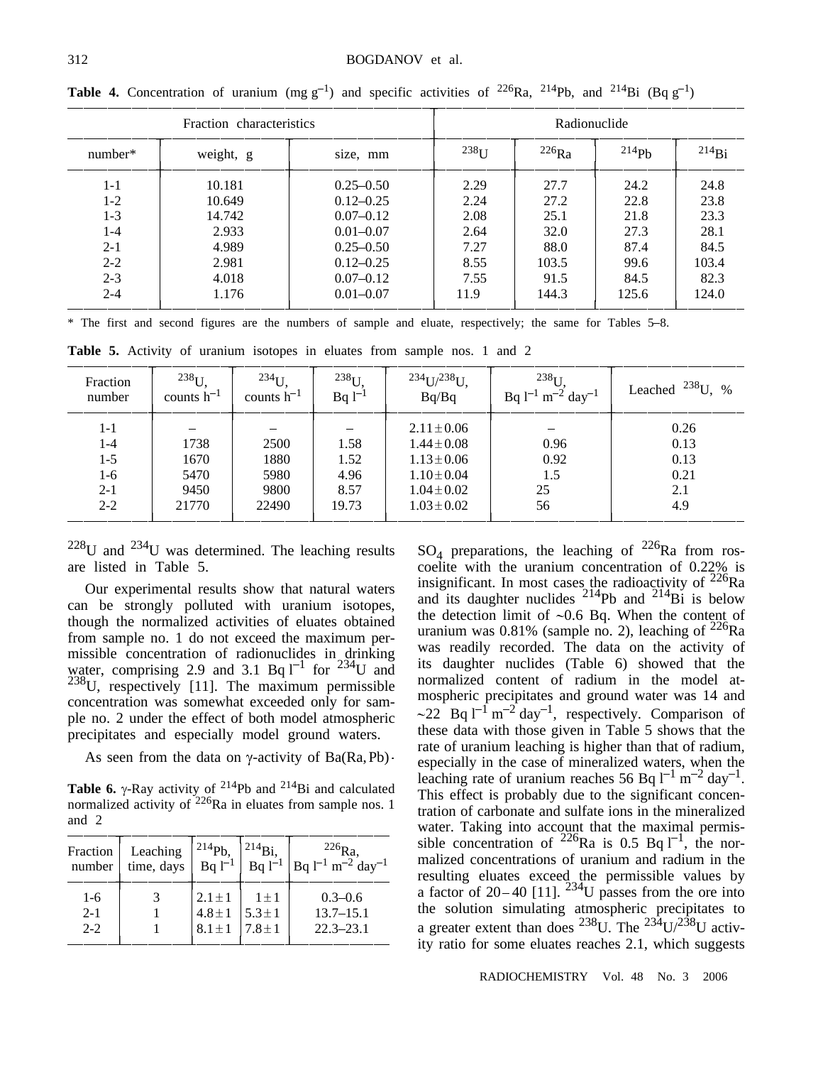**Table 4.** Concentration of uranium (mg $g^{-1}$) and specific activities of $^{226}Ra$, $^{214}Pb$, and $^{214}Bi$ (Bq $g^{-1}$)

| Fraction characteristics | | | Radionuclide | | | |
|---|---|---|---|---|---|---|
| number* | weight, g | size, mm | $^{238}U$ | $^{226}Ra$ | $^{214}Pb$ | $^{214}Bi$ |
| 1-1 | 10.181 | 0.25–0.50 | 2.29 | 27.7 | 24.2 | 24.8 |
| 1-2 | 10.649 | 0.12–0.25 | 2.24 | 27.2 | 22.8 | 23.8 |
| 1-3 | 14.742 | 0.07–0.12 | 2.08 | 25.1 | 21.8 | 23.3 |
| 1-4 | 2.933 | 0.01–0.07 | 2.64 | 32.0 | 27.3 | 28.1 |
| 2-1 | 4.989 | 0.25–0.50 | 7.27 | 88.0 | 87.4 | 84.5 |
| 2-2 | 2.981 | 0.12–0.25 | 8.55 | 103.5 | 99.6 | 103.4 |
| 2-3 | 4.018 | 0.07–0.12 | 7.55 | 91.5 | 84.5 | 82.3 |
| 2-4 | 1.176 | 0.01–0.07 | 11.9 | 144.3 | 125.6 | 124.0 |

\* The first and second figures are the numbers of sample and eluate, respectively; the same for Tables 5–8.

**Table 5.** Activity of uranium isotopes in eluates from sample nos. 1 and 2

| Fraction number | $^{238}U$, counts $h^{-1}$ | $^{234}U$, counts $h^{-1}$ | $^{238}U$, Bq $l^{-1}$ | $^{234}U/^{238}U$, Bq/Bq | $^{238}U$, Bq $l^{-1}$ $m^{-2}$ $day^{-1}$ | Leached $^{238}U$, % |
|---|---|---|---|---|---|---|
| 1-1 | – | – | – | $2.11 \pm 0.06$ | – | 0.26 |
| 1-4 | 1738 | 2500 | 1.58 | $1.44 \pm 0.08$ | 0.96 | 0.13 |
| 1-5 | 1670 | 1880 | 1.52 | $1.13 \pm 0.06$ | 0.92 | 0.13 |
| 1-6 | 5470 | 5980 | 4.96 | $1.10 \pm 0.04$ | 1.5 | 0.21 |
| 2-1 | 9450 | 9800 | 8.57 | $1.04 \pm 0.02$ | 25 | 2.1 |
| 2-2 | 21770 | 22490 | 19.73 | $1.03 \pm 0.02$ | 56 | 4.9 |

$^{228}U$ and $^{234}U$ was determined. The leaching results are listed in Table 5.

Our experimental results show that natural waters can be strongly polluted with uranium isotopes, though the normalized activities of eluates obtained from sample no. 1 do not exceed the maximum permissible concentration of radionuclides in drinking water, comprising 2.9 and 3.1 Bq $l^{-1}$ for $^{234}U$ and $^{238}U$, respectively [11]. The maximum permissible concentration was somewhat exceeded only for sample no. 2 under the effect of both model atmospheric precipitates and especially model ground waters.

As seen from the data on γ-activity of Ba(Ra, Pb)·$SO_4$ preparations, the leaching of $^{226}Ra$ from roscoelite with the uranium concentration of 0.22% is insignificant. In most cases the radioactivity of $^{226}Ra$ and its daughter nuclides $^{214}Pb$ and $^{214}Bi$ is below the detection limit of ~0.6 Bq. When the content of uranium was 0.81% (sample no. 2), leaching of $^{226}Ra$ was readily recorded. The data on the activity of its daughter nuclides (Table 6) showed that the normalized content of radium in the model atmospheric precipitates and ground water was 14 and ~22 Bq $l^{-1}$ $m^{-2}$ $day^{-1}$, respectively. Comparison of these data with those given in Table 5 shows that the rate of uranium leaching is higher than that of radium, especially in the case of mineralized waters, when the leaching rate of uranium reaches 56 Bq $l^{-1}$ $m^{-2}$ $day^{-1}$. This effect is probably due to the significant concentration of carbonate and sulfate ions in the mineralized water. Taking into account that the maximal permissible concentration of $^{226}Ra$ is 0.5 Bq $l^{-1}$, the normalized concentrations of uranium and radium in the resulting eluates exceed the permissible values by a factor of 20–40 [11]. $^{234}U$ passes from the ore into the solution simulating atmospheric precipitates to a greater extent than does $^{238}U$. The $^{234}U/^{238}U$ activity ratio for some eluates reaches 2.1, which suggests

**Table 6.** γ-Ray activity of $^{214}Pb$ and $^{214}Bi$ and calculated normalized activity of $^{226}Ra$ in eluates from sample nos. 1 and 2

| Fraction number | Leaching time, days | $^{214}Pb$, Bq $l^{-1}$ | $^{214}Bi$, Bq $l^{-1}$ | $^{226}Ra$, Bq $l^{-1}$ $m^{-2}$ $day^{-1}$ |
|---|---|---|---|---|
| 1-6 | 3 | $2.1 \pm 1$ | $1 \pm 1$ | 0.3–0.6 |
| 2-1 | 1 | $4.8 \pm 1$ | $5.3 \pm 1$ | 13.7–15.1 |
| 2-2 | 1 | $8.1 \pm 1$ | $7.8 \pm 1$ | 22.3–23.1 |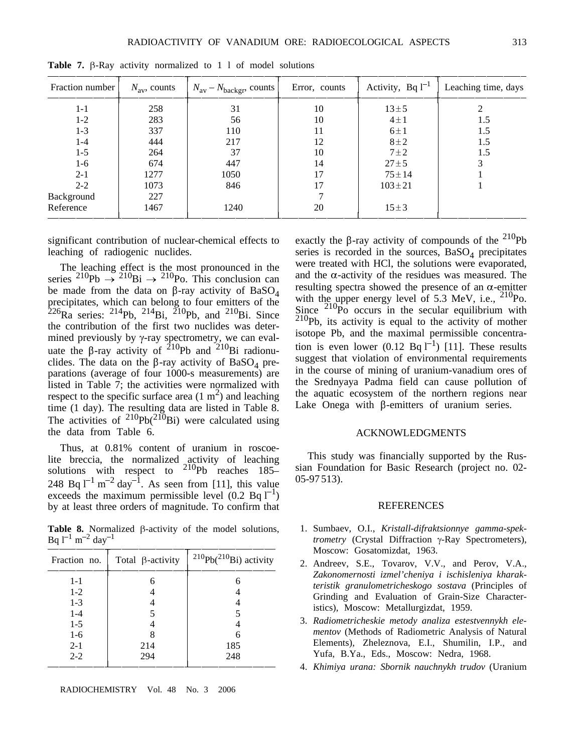**Table 7.** β-Ray activity normalized to 1 l of model solutions

| Fraction number | $N_{av}$, counts | $N_{av} - N_{backgr}$, counts | Error, counts | Activity, Bq $l^{-1}$ | Leaching time, days |
|---|---|---|---|---|---|
| 1-1 | 258 | 31 | 10 | $13 \pm 5$ | 2 |
| 1-2 | 283 | 56 | 10 | $4 \pm 1$ | 1.5 |
| 1-3 | 337 | 110 | 11 | $6 \pm 1$ | 1.5 |
| 1-4 | 444 | 217 | 12 | $8 \pm 2$ | 1.5 |
| 1-5 | 264 | 37 | 10 | $7 \pm 2$ | 1.5 |
| 1-6 | 674 | 447 | 14 | $27 \pm 5$ | 3 |
| 2-1 | 1277 | 1050 | 17 | $75 \pm 14$ | 1 |
| 2-2 | 1073 | 846 | 17 | $103 \pm 21$ | 1 |
| Background | 227 | | 7 | | |
| Reference | 1467 | 1240 | 20 | $15 \pm 3$ | |

significant contribution of nuclear-chemical effects to leaching of radiogenic nuclides.

The leaching effect is the most pronounced in the series $^{210}Pb \rightarrow {}^{210}Bi \rightarrow {}^{210}Po$. This conclusion can be made from the data on β-ray activity of $BaSO_4$ precipitates, which can belong to four emitters of the $^{226}Ra$ series: $^{214}Pb$, $^{214}Bi$, $^{210}Pb$, and $^{210}Bi$. Since the contribution of the first two nuclides was determined previously by γ-ray spectrometry, we can evaluate the β-ray activity of $^{210}Pb$ and $^{210}Bi$ radionuclides. The data on the β-ray activity of $BaSO_4$ preparations (average of four 1000-s measurements) are listed in Table 7; the activities were normalized with respect to the specific surface area (1 $m^2$) and leaching time (1 day). The resulting data are listed in Table 8. The activities of $^{210}Pb(^{210}Bi)$ were calculated using the data from Table 6.

Thus, at 0.81% content of uranium in roscoelite breccia, the normalized activity of leaching solutions with respect to $^{210}Pb$ reaches 185–248 Bq $l^{-1}$ $m^{-2}$ $day^{-1}$. As seen from [11], this value exceeds the maximum permissible level (0.2 Bq $l^{-1}$) by at least three orders of magnitude. To confirm that exactly the β-ray activity of compounds of the $^{210}Pb$ series is recorded in the sources, $BaSO_4$ precipitates were treated with HCl, the solutions were evaporated, and the α-activity of the residues was measured. The resulting spectra showed the presence of an α-emitter with the upper energy level of 5.3 MeV, i.e., $^{210}Po$. Since $^{210}Po$ occurs in the secular equilibrium with $^{210}Pb$, its activity is equal to the activity of mother isotope Pb, and the maximal permissible concentration is even lower (0.12 Bq $l^{-1}$) [11]. These results suggest that violation of environmental requirements in the course of mining of uranium-vanadium ores of the Srednyaya Padma field can cause pollution of the aquatic ecosystem of the northern regions near Lake Onega with β-emitters of uranium series.

**Table 8.** Normalized β-activity of the model solutions, Bq $l^{-1}$ $m^{-2}$ $day^{-1}$

| Fraction no. | Total β-activity | $^{210}Pb(^{210}Bi)$ activity |
|---|---|---|
| 1-1 | 6 | 6 |
| 1-2 | 4 | 4 |
| 1-3 | 4 | 4 |
| 1-4 | 5 | 5 |
| 1-5 | 4 | 4 |
| 1-6 | 8 | 6 |
| 2-1 | 214 | 185 |
| 2-2 | 294 | 248 |

## ACKNOWLEDGMENTS

This study was financially supported by the Russian Foundation for Basic Research (project no. 02-05-97513).

## REFERENCES

1. Sumbaev, O.I., *Kristall-difraktsionnye gamma-spektrometry* (Crystal Diffraction γ-Ray Spectrometers), Moscow: Gosatomizdat, 1963.
2. Andreev, S.E., Tovarov, V.V., and Perov, V.A., *Zakonomernosti izmel'cheniya i ischisleniya kharakteristik granulometricheskogo sostava* (Principles of Grinding and Evaluation of Grain-Size Characteristics), Moscow: Metallurgizdat, 1959.
3. *Radiometricheskie metody analiza estestvennykh elementov* (Methods of Radiometric Analysis of Natural Elements), Zheleznova, E.I., Shumilin, I.P., and Yufa, B.Ya., Eds., Moscow: Nedra, 1968.
4. *Khimiya urana: Sbornik nauchnykh trudov* (Uranium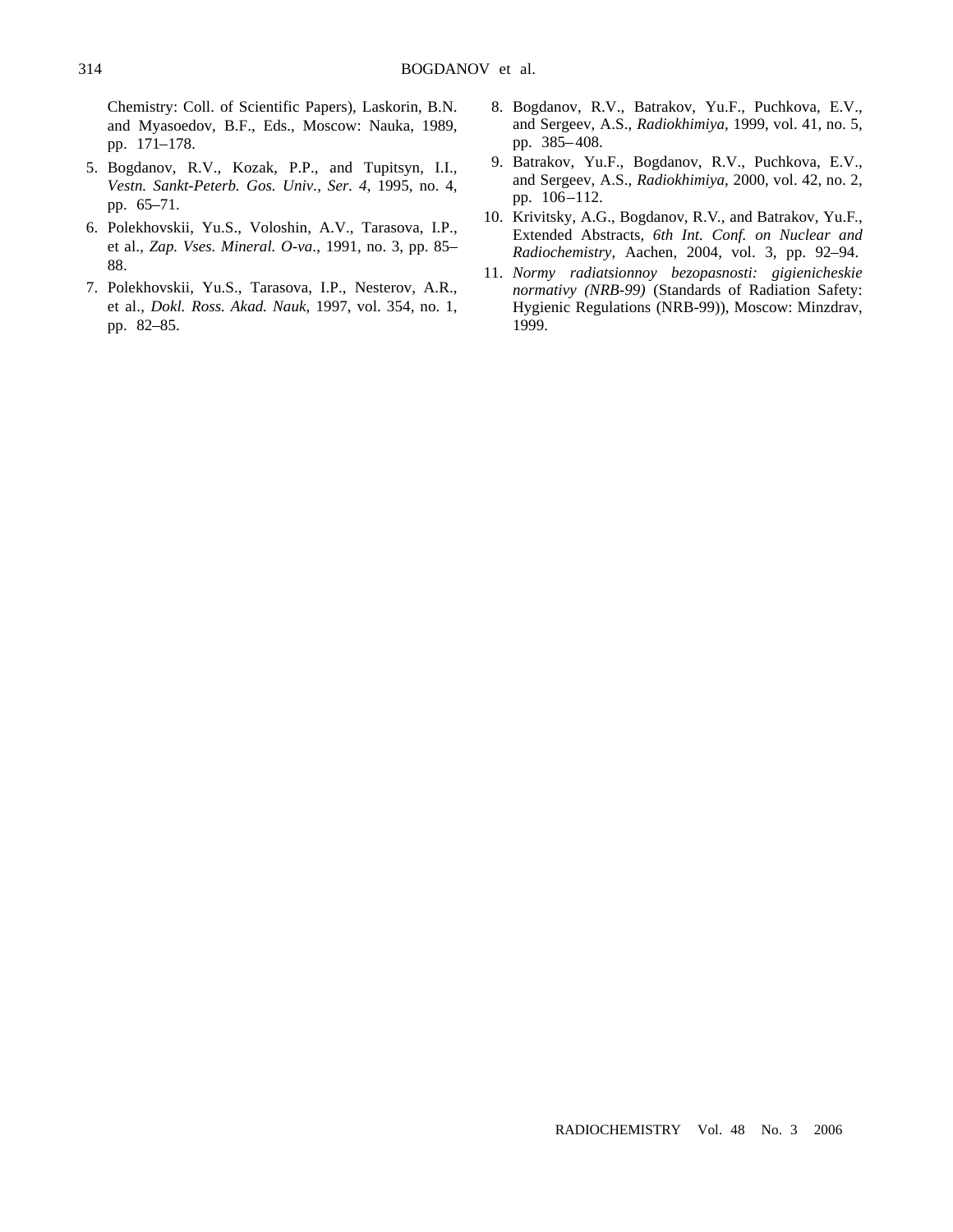Chemistry: Coll. of Scientific Papers), Laskorin, B.N. and Myasoedov, B.F., Eds., Moscow: Nauka, 1989, pp. 171–178.

5. Bogdanov, R.V., Kozak, P.P., and Tupitsyn, I.I., *Vestn. Sankt-Peterb. Gos. Univ., Ser. 4*, 1995, no. 4, pp. 65–71.
6. Polekhovskii, Yu.S., Voloshin, A.V., Tarasova, I.P., et al., *Zap. Vses. Mineral. O-va.*, 1991, no. 3, pp. 85–88.
7. Polekhovskii, Yu.S., Tarasova, I.P., Nesterov, A.R., et al., *Dokl. Ross. Akad. Nauk*, 1997, vol. 354, no. 1, pp. 82–85.
8. Bogdanov, R.V., Batrakov, Yu.F., Puchkova, E.V., and Sergeev, A.S., *Radiokhimiya*, 1999, vol. 41, no. 5, pp. 385–408.
9. Batrakov, Yu.F., Bogdanov, R.V., Puchkova, E.V., and Sergeev, A.S., *Radiokhimiya*, 2000, vol. 42, no. 2, pp. 106–112.
10. Krivitsky, A.G., Bogdanov, R.V., and Batrakov, Yu.F., Extended Abstracts, *6th Int. Conf. on Nuclear and Radiochemistry*, Aachen, 2004, vol. 3, pp. 92–94.
11. *Normy radiatsionnoy bezopasnosti: gigienicheskie normativy (NRB-99)* (Standards of Radiation Safety: Hygienic Regulations (NRB-99)), Moscow: Minzdrav, 1999.